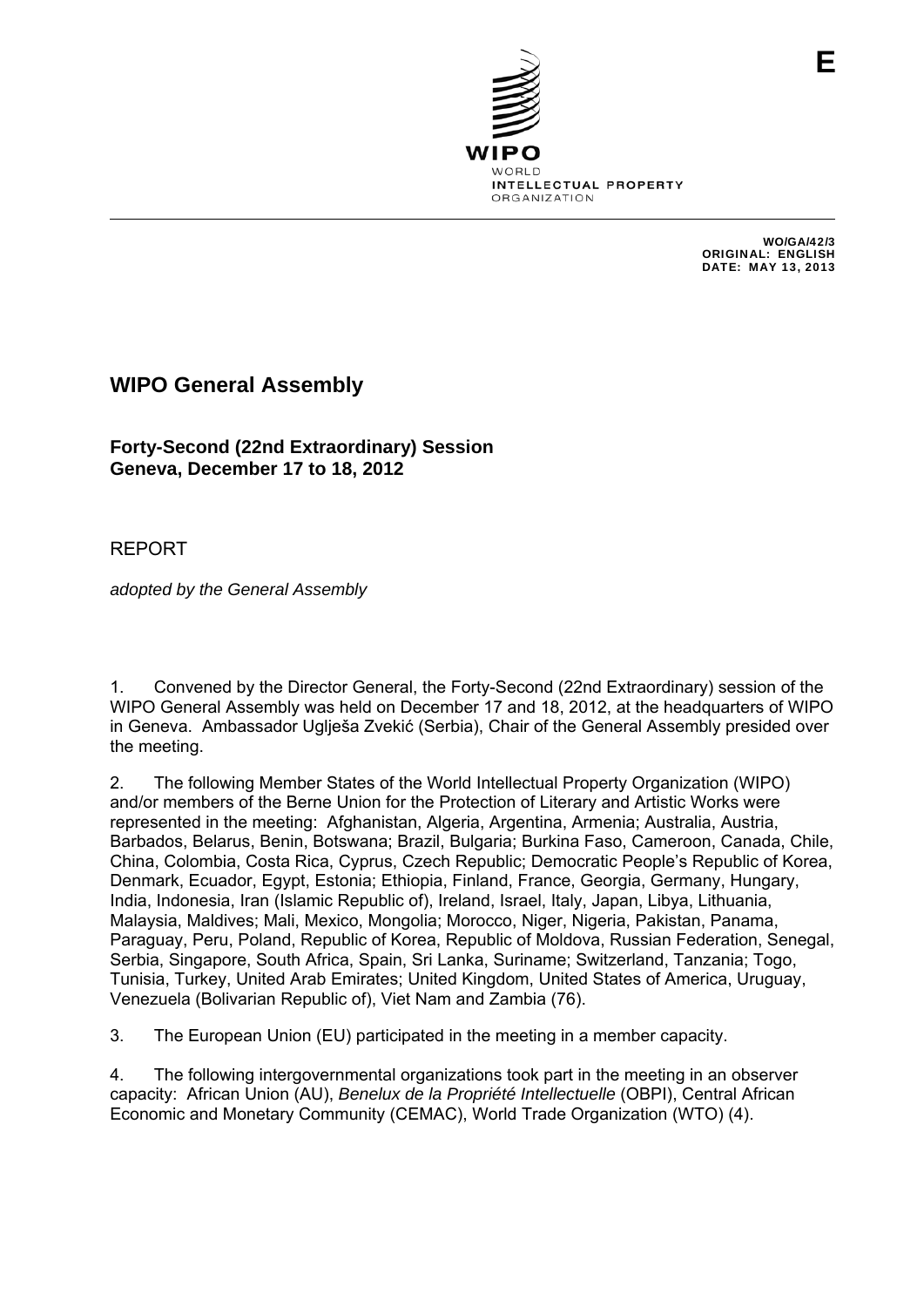E

WIPO
WORLD
INTELLECTUAL PROPERTY
ORGANIZATION

**WO/GA/42/3**
**ORIGINAL: ENGLISH**
**DATE: MAY 13, 2013**

# WIPO General Assembly

## Forty-Second (22nd Extraordinary) Session
## Geneva, December 17 to 18, 2012

REPORT

*adopted by the General Assembly*

1. Convened by the Director General, the Forty-Second (22nd Extraordinary) session of the WIPO General Assembly was held on December 17 and 18, 2012, at the headquarters of WIPO in Geneva. Ambassador Uglješa Zvekić (Serbia), Chair of the General Assembly presided over the meeting.

2. The following Member States of the World Intellectual Property Organization (WIPO) and/or members of the Berne Union for the Protection of Literary and Artistic Works were represented in the meeting: Afghanistan, Algeria, Argentina, Armenia; Australia, Austria, Barbados, Belarus, Benin, Botswana; Brazil, Bulgaria; Burkina Faso, Cameroon, Canada, Chile, China, Colombia, Costa Rica, Cyprus, Czech Republic; Democratic People's Republic of Korea, Denmark, Ecuador, Egypt, Estonia; Ethiopia, Finland, France, Georgia, Germany, Hungary, India, Indonesia, Iran (Islamic Republic of), Ireland, Israel, Italy, Japan, Libya, Lithuania, Malaysia, Maldives; Mali, Mexico, Mongolia; Morocco, Niger, Nigeria, Pakistan, Panama, Paraguay, Peru, Poland, Republic of Korea, Republic of Moldova, Russian Federation, Senegal, Serbia, Singapore, South Africa, Spain, Sri Lanka, Suriname; Switzerland, Tanzania; Togo, Tunisia, Turkey, United Arab Emirates; United Kingdom, United States of America, Uruguay, Venezuela (Bolivarian Republic of), Viet Nam and Zambia (76).

3. The European Union (EU) participated in the meeting in a member capacity.

4. The following intergovernmental organizations took part in the meeting in an observer capacity: African Union (AU), *Benelux de la Propriété Intellectuelle* (OBPI), Central African Economic and Monetary Community (CEMAC), World Trade Organization (WTO) (4).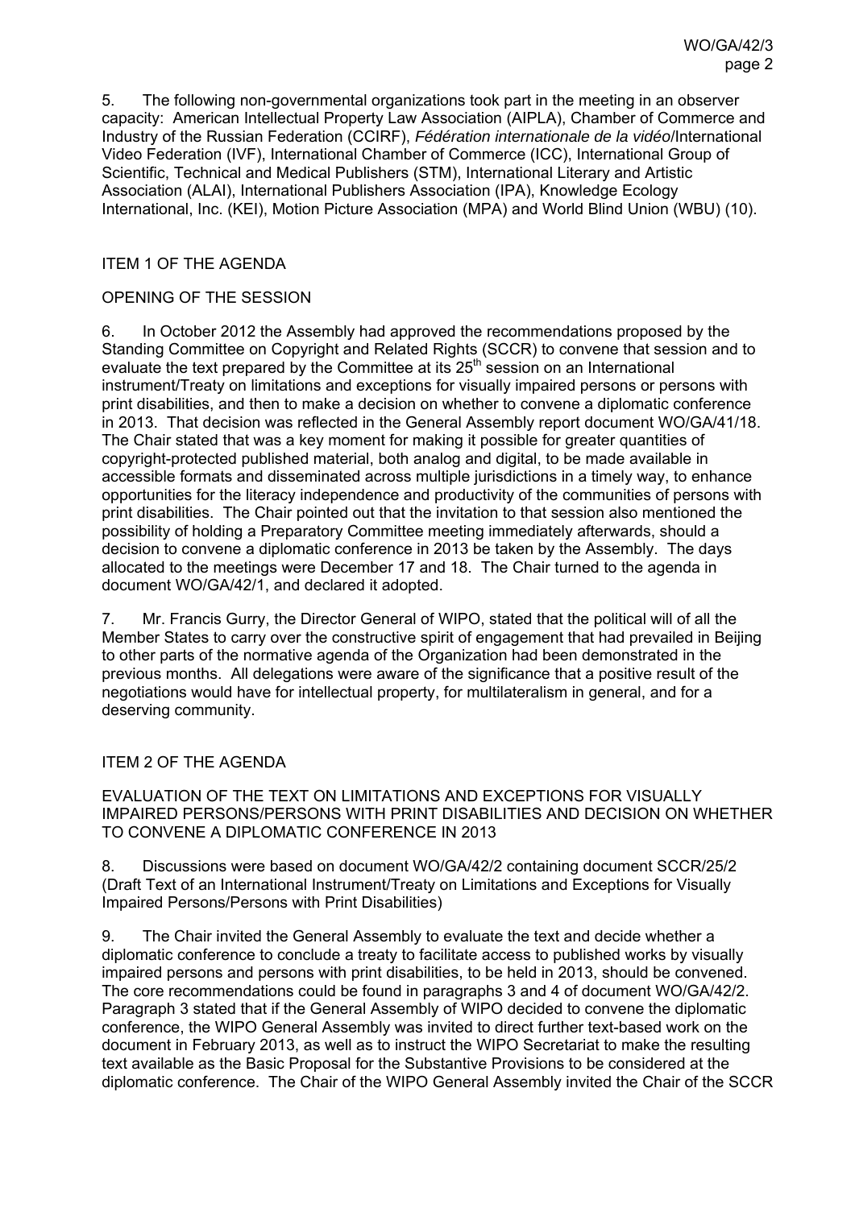5. The following non-governmental organizations took part in the meeting in an observer capacity: American Intellectual Property Law Association (AIPLA), Chamber of Commerce and Industry of the Russian Federation (CCIRF), *Fédération internationale de la vidéo*/International Video Federation (IVF), International Chamber of Commerce (ICC), International Group of Scientific, Technical and Medical Publishers (STM), International Literary and Artistic Association (ALAI), International Publishers Association (IPA), Knowledge Ecology International, Inc. (KEI), Motion Picture Association (MPA) and World Blind Union (WBU) (10).

ITEM 1 OF THE AGENDA

OPENING OF THE SESSION

6. In October 2012 the Assembly had approved the recommendations proposed by the Standing Committee on Copyright and Related Rights (SCCR) to convene that session and to evaluate the text prepared by the Committee at its 25th session on an International instrument/Treaty on limitations and exceptions for visually impaired persons or persons with print disabilities, and then to make a decision on whether to convene a diplomatic conference in 2013. That decision was reflected in the General Assembly report document WO/GA/41/18. The Chair stated that was a key moment for making it possible for greater quantities of copyright-protected published material, both analog and digital, to be made available in accessible formats and disseminated across multiple jurisdictions in a timely way, to enhance opportunities for the literacy independence and productivity of the communities of persons with print disabilities. The Chair pointed out that the invitation to that session also mentioned the possibility of holding a Preparatory Committee meeting immediately afterwards, should a decision to convene a diplomatic conference in 2013 be taken by the Assembly. The days allocated to the meetings were December 17 and 18. The Chair turned to the agenda in document WO/GA/42/1, and declared it adopted.

7. Mr. Francis Gurry, the Director General of WIPO, stated that the political will of all the Member States to carry over the constructive spirit of engagement that had prevailed in Beijing to other parts of the normative agenda of the Organization had been demonstrated in the previous months. All delegations were aware of the significance that a positive result of the negotiations would have for intellectual property, for multilateralism in general, and for a deserving community.

ITEM 2 OF THE AGENDA

EVALUATION OF THE TEXT ON LIMITATIONS AND EXCEPTIONS FOR VISUALLY IMPAIRED PERSONS/PERSONS WITH PRINT DISABILITIES AND DECISION ON WHETHER TO CONVENE A DIPLOMATIC CONFERENCE IN 2013

8. Discussions were based on document WO/GA/42/2 containing document SCCR/25/2 (Draft Text of an International Instrument/Treaty on Limitations and Exceptions for Visually Impaired Persons/Persons with Print Disabilities)

9. The Chair invited the General Assembly to evaluate the text and decide whether a diplomatic conference to conclude a treaty to facilitate access to published works by visually impaired persons and persons with print disabilities, to be held in 2013, should be convened. The core recommendations could be found in paragraphs 3 and 4 of document WO/GA/42/2. Paragraph 3 stated that if the General Assembly of WIPO decided to convene the diplomatic conference, the WIPO General Assembly was invited to direct further text-based work on the document in February 2013, as well as to instruct the WIPO Secretariat to make the resulting text available as the Basic Proposal for the Substantive Provisions to be considered at the diplomatic conference. The Chair of the WIPO General Assembly invited the Chair of the SCCR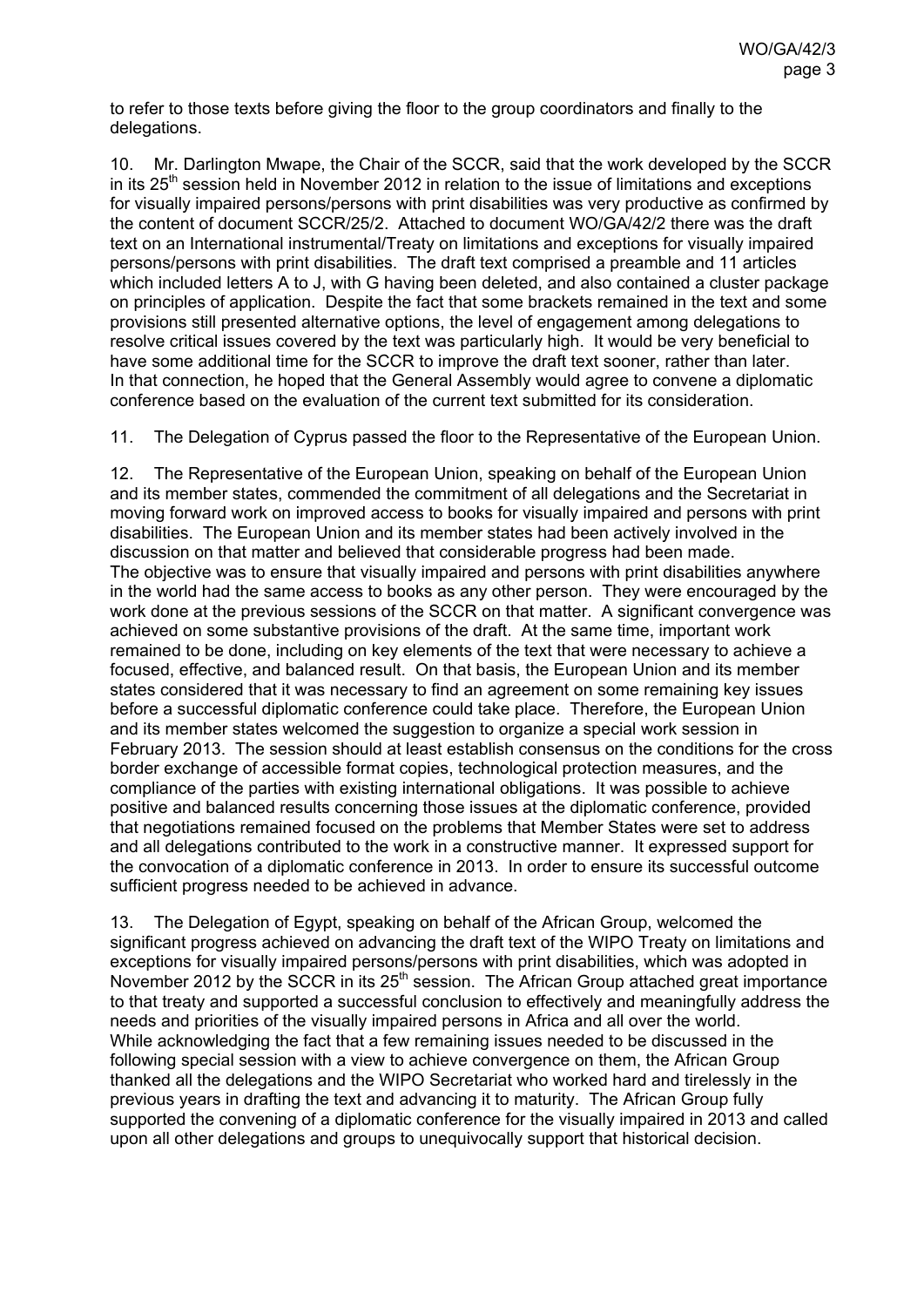to refer to those texts before giving the floor to the group coordinators and finally to the delegations.

10. Mr. Darlington Mwape, the Chair of the SCCR, said that the work developed by the SCCR in its 25th session held in November 2012 in relation to the issue of limitations and exceptions for visually impaired persons/persons with print disabilities was very productive as confirmed by the content of document SCCR/25/2. Attached to document WO/GA/42/2 there was the draft text on an International instrumental/Treaty on limitations and exceptions for visually impaired persons/persons with print disabilities. The draft text comprised a preamble and 11 articles which included letters A to J, with G having been deleted, and also contained a cluster package on principles of application. Despite the fact that some brackets remained in the text and some provisions still presented alternative options, the level of engagement among delegations to resolve critical issues covered by the text was particularly high. It would be very beneficial to have some additional time for the SCCR to improve the draft text sooner, rather than later. In that connection, he hoped that the General Assembly would agree to convene a diplomatic conference based on the evaluation of the current text submitted for its consideration.

11. The Delegation of Cyprus passed the floor to the Representative of the European Union.

12. The Representative of the European Union, speaking on behalf of the European Union and its member states, commended the commitment of all delegations and the Secretariat in moving forward work on improved access to books for visually impaired and persons with print disabilities. The European Union and its member states had been actively involved in the discussion on that matter and believed that considerable progress had been made. The objective was to ensure that visually impaired and persons with print disabilities anywhere in the world had the same access to books as any other person. They were encouraged by the work done at the previous sessions of the SCCR on that matter. A significant convergence was achieved on some substantive provisions of the draft. At the same time, important work remained to be done, including on key elements of the text that were necessary to achieve a focused, effective, and balanced result. On that basis, the European Union and its member states considered that it was necessary to find an agreement on some remaining key issues before a successful diplomatic conference could take place. Therefore, the European Union and its member states welcomed the suggestion to organize a special work session in February 2013. The session should at least establish consensus on the conditions for the cross border exchange of accessible format copies, technological protection measures, and the compliance of the parties with existing international obligations. It was possible to achieve positive and balanced results concerning those issues at the diplomatic conference, provided that negotiations remained focused on the problems that Member States were set to address and all delegations contributed to the work in a constructive manner. It expressed support for the convocation of a diplomatic conference in 2013. In order to ensure its successful outcome sufficient progress needed to be achieved in advance.

13. The Delegation of Egypt, speaking on behalf of the African Group, welcomed the significant progress achieved on advancing the draft text of the WIPO Treaty on limitations and exceptions for visually impaired persons/persons with print disabilities, which was adopted in November 2012 by the SCCR in its 25th session. The African Group attached great importance to that treaty and supported a successful conclusion to effectively and meaningfully address the needs and priorities of the visually impaired persons in Africa and all over the world. While acknowledging the fact that a few remaining issues needed to be discussed in the following special session with a view to achieve convergence on them, the African Group thanked all the delegations and the WIPO Secretariat who worked hard and tirelessly in the previous years in drafting the text and advancing it to maturity. The African Group fully supported the convening of a diplomatic conference for the visually impaired in 2013 and called upon all other delegations and groups to unequivocally support that historical decision.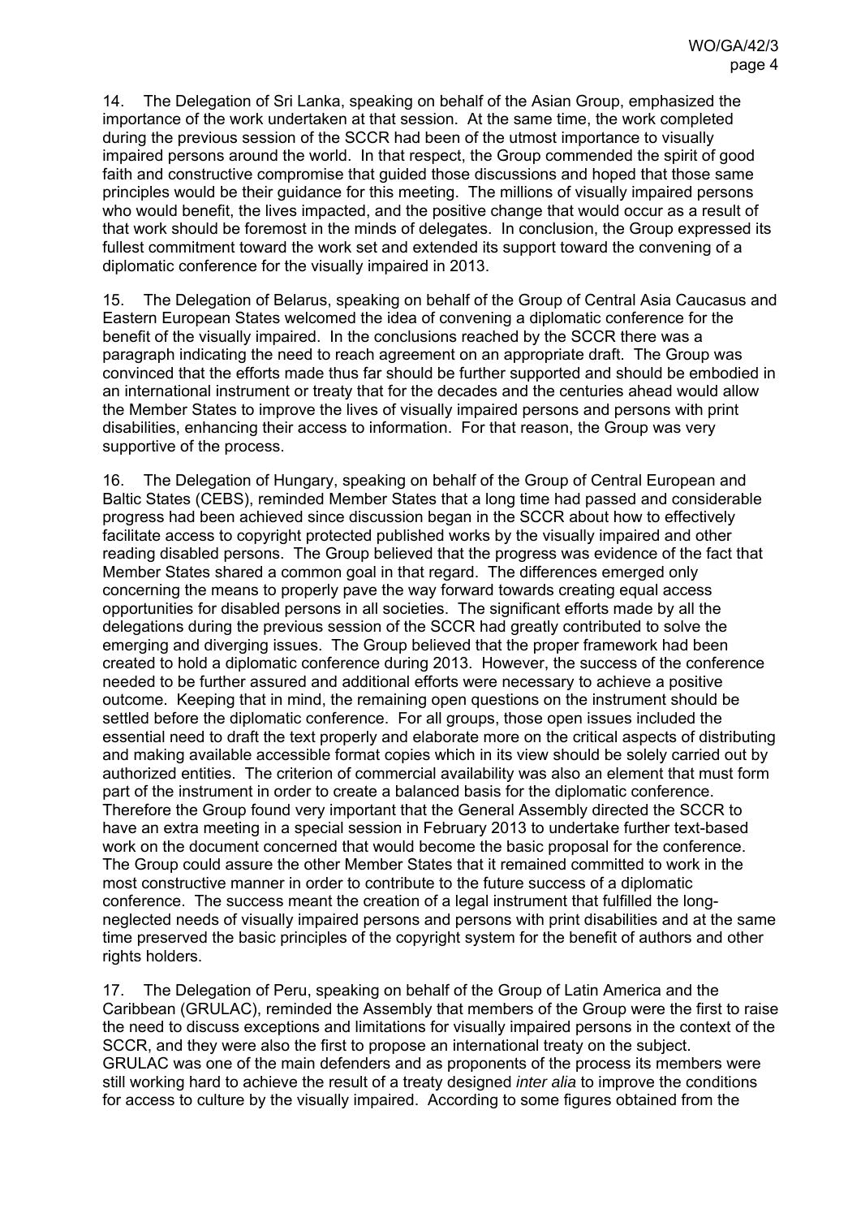14. The Delegation of Sri Lanka, speaking on behalf of the Asian Group, emphasized the importance of the work undertaken at that session. At the same time, the work completed during the previous session of the SCCR had been of the utmost importance to visually impaired persons around the world. In that respect, the Group commended the spirit of good faith and constructive compromise that guided those discussions and hoped that those same principles would be their guidance for this meeting. The millions of visually impaired persons who would benefit, the lives impacted, and the positive change that would occur as a result of that work should be foremost in the minds of delegates. In conclusion, the Group expressed its fullest commitment toward the work set and extended its support toward the convening of a diplomatic conference for the visually impaired in 2013.

15. The Delegation of Belarus, speaking on behalf of the Group of Central Asia Caucasus and Eastern European States welcomed the idea of convening a diplomatic conference for the benefit of the visually impaired. In the conclusions reached by the SCCR there was a paragraph indicating the need to reach agreement on an appropriate draft. The Group was convinced that the efforts made thus far should be further supported and should be embodied in an international instrument or treaty that for the decades and the centuries ahead would allow the Member States to improve the lives of visually impaired persons and persons with print disabilities, enhancing their access to information. For that reason, the Group was very supportive of the process.

16. The Delegation of Hungary, speaking on behalf of the Group of Central European and Baltic States (CEBS), reminded Member States that a long time had passed and considerable progress had been achieved since discussion began in the SCCR about how to effectively facilitate access to copyright protected published works by the visually impaired and other reading disabled persons. The Group believed that the progress was evidence of the fact that Member States shared a common goal in that regard. The differences emerged only concerning the means to properly pave the way forward towards creating equal access opportunities for disabled persons in all societies. The significant efforts made by all the delegations during the previous session of the SCCR had greatly contributed to solve the emerging and diverging issues. The Group believed that the proper framework had been created to hold a diplomatic conference during 2013. However, the success of the conference needed to be further assured and additional efforts were necessary to achieve a positive outcome. Keeping that in mind, the remaining open questions on the instrument should be settled before the diplomatic conference. For all groups, those open issues included the essential need to draft the text properly and elaborate more on the critical aspects of distributing and making available accessible format copies which in its view should be solely carried out by authorized entities. The criterion of commercial availability was also an element that must form part of the instrument in order to create a balanced basis for the diplomatic conference. Therefore the Group found very important that the General Assembly directed the SCCR to have an extra meeting in a special session in February 2013 to undertake further text-based work on the document concerned that would become the basic proposal for the conference. The Group could assure the other Member States that it remained committed to work in the most constructive manner in order to contribute to the future success of a diplomatic conference. The success meant the creation of a legal instrument that fulfilled the long-neglected needs of visually impaired persons and persons with print disabilities and at the same time preserved the basic principles of the copyright system for the benefit of authors and other rights holders.

17. The Delegation of Peru, speaking on behalf of the Group of Latin America and the Caribbean (GRULAC), reminded the Assembly that members of the Group were the first to raise the need to discuss exceptions and limitations for visually impaired persons in the context of the SCCR, and they were also the first to propose an international treaty on the subject. GRULAC was one of the main defenders and as proponents of the process its members were still working hard to achieve the result of a treaty designed *inter alia* to improve the conditions for access to culture by the visually impaired. According to some figures obtained from the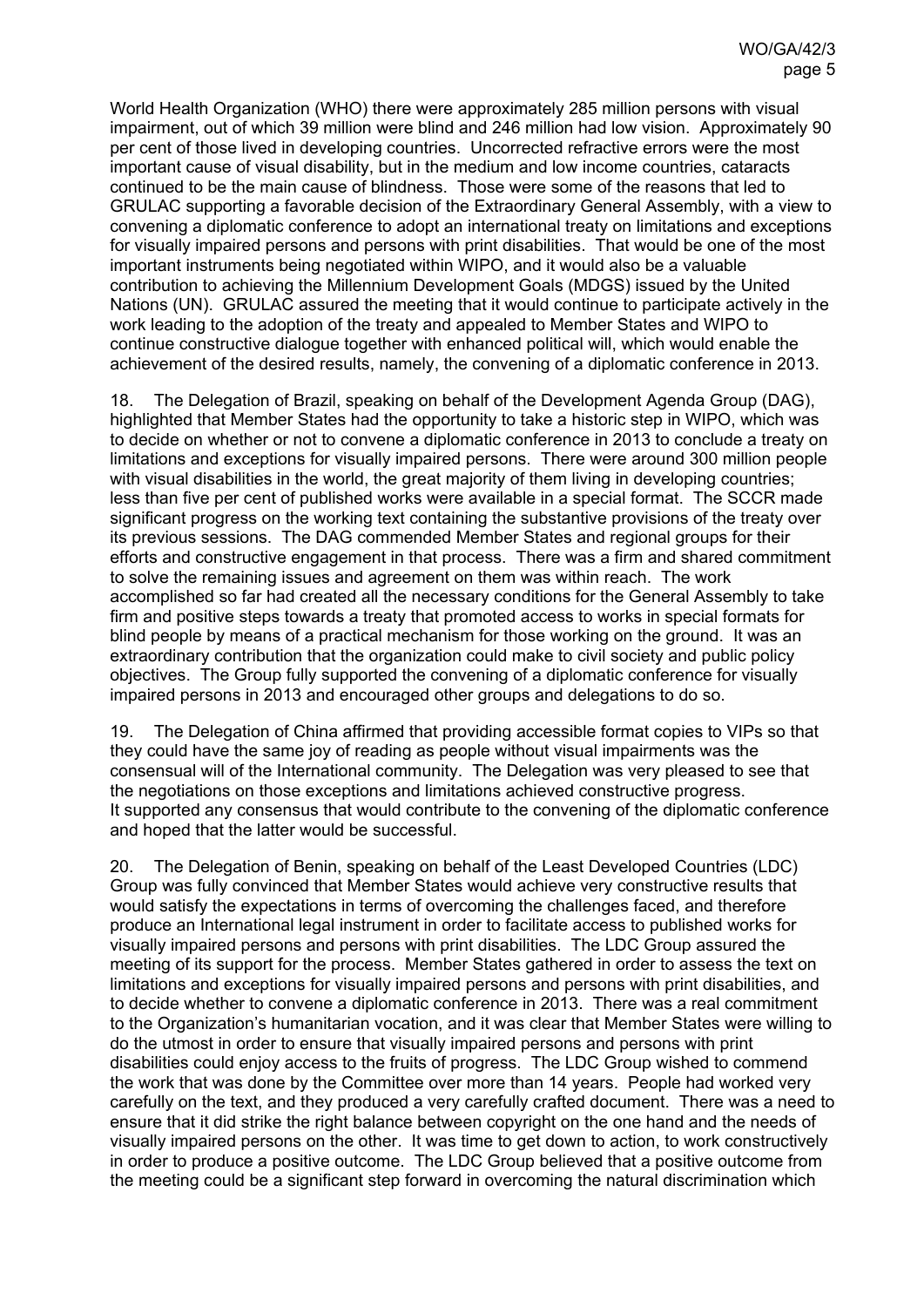World Health Organization (WHO) there were approximately 285 million persons with visual impairment, out of which 39 million were blind and 246 million had low vision. Approximately 90 per cent of those lived in developing countries. Uncorrected refractive errors were the most important cause of visual disability, but in the medium and low income countries, cataracts continued to be the main cause of blindness. Those were some of the reasons that led to GRULAC supporting a favorable decision of the Extraordinary General Assembly, with a view to convening a diplomatic conference to adopt an international treaty on limitations and exceptions for visually impaired persons and persons with print disabilities. That would be one of the most important instruments being negotiated within WIPO, and it would also be a valuable contribution to achieving the Millennium Development Goals (MDGS) issued by the United Nations (UN). GRULAC assured the meeting that it would continue to participate actively in the work leading to the adoption of the treaty and appealed to Member States and WIPO to continue constructive dialogue together with enhanced political will, which would enable the achievement of the desired results, namely, the convening of a diplomatic conference in 2013.

18. The Delegation of Brazil, speaking on behalf of the Development Agenda Group (DAG), highlighted that Member States had the opportunity to take a historic step in WIPO, which was to decide on whether or not to convene a diplomatic conference in 2013 to conclude a treaty on limitations and exceptions for visually impaired persons. There were around 300 million people with visual disabilities in the world, the great majority of them living in developing countries; less than five per cent of published works were available in a special format. The SCCR made significant progress on the working text containing the substantive provisions of the treaty over its previous sessions. The DAG commended Member States and regional groups for their efforts and constructive engagement in that process. There was a firm and shared commitment to solve the remaining issues and agreement on them was within reach. The work accomplished so far had created all the necessary conditions for the General Assembly to take firm and positive steps towards a treaty that promoted access to works in special formats for blind people by means of a practical mechanism for those working on the ground. It was an extraordinary contribution that the organization could make to civil society and public policy objectives. The Group fully supported the convening of a diplomatic conference for visually impaired persons in 2013 and encouraged other groups and delegations to do so.

19. The Delegation of China affirmed that providing accessible format copies to VIPs so that they could have the same joy of reading as people without visual impairments was the consensual will of the International community. The Delegation was very pleased to see that the negotiations on those exceptions and limitations achieved constructive progress. It supported any consensus that would contribute to the convening of the diplomatic conference and hoped that the latter would be successful.

20. The Delegation of Benin, speaking on behalf of the Least Developed Countries (LDC) Group was fully convinced that Member States would achieve very constructive results that would satisfy the expectations in terms of overcoming the challenges faced, and therefore produce an International legal instrument in order to facilitate access to published works for visually impaired persons and persons with print disabilities. The LDC Group assured the meeting of its support for the process. Member States gathered in order to assess the text on limitations and exceptions for visually impaired persons and persons with print disabilities, and to decide whether to convene a diplomatic conference in 2013. There was a real commitment to the Organization's humanitarian vocation, and it was clear that Member States were willing to do the utmost in order to ensure that visually impaired persons and persons with print disabilities could enjoy access to the fruits of progress. The LDC Group wished to commend the work that was done by the Committee over more than 14 years. People had worked very carefully on the text, and they produced a very carefully crafted document. There was a need to ensure that it did strike the right balance between copyright on the one hand and the needs of visually impaired persons on the other. It was time to get down to action, to work constructively in order to produce a positive outcome. The LDC Group believed that a positive outcome from the meeting could be a significant step forward in overcoming the natural discrimination which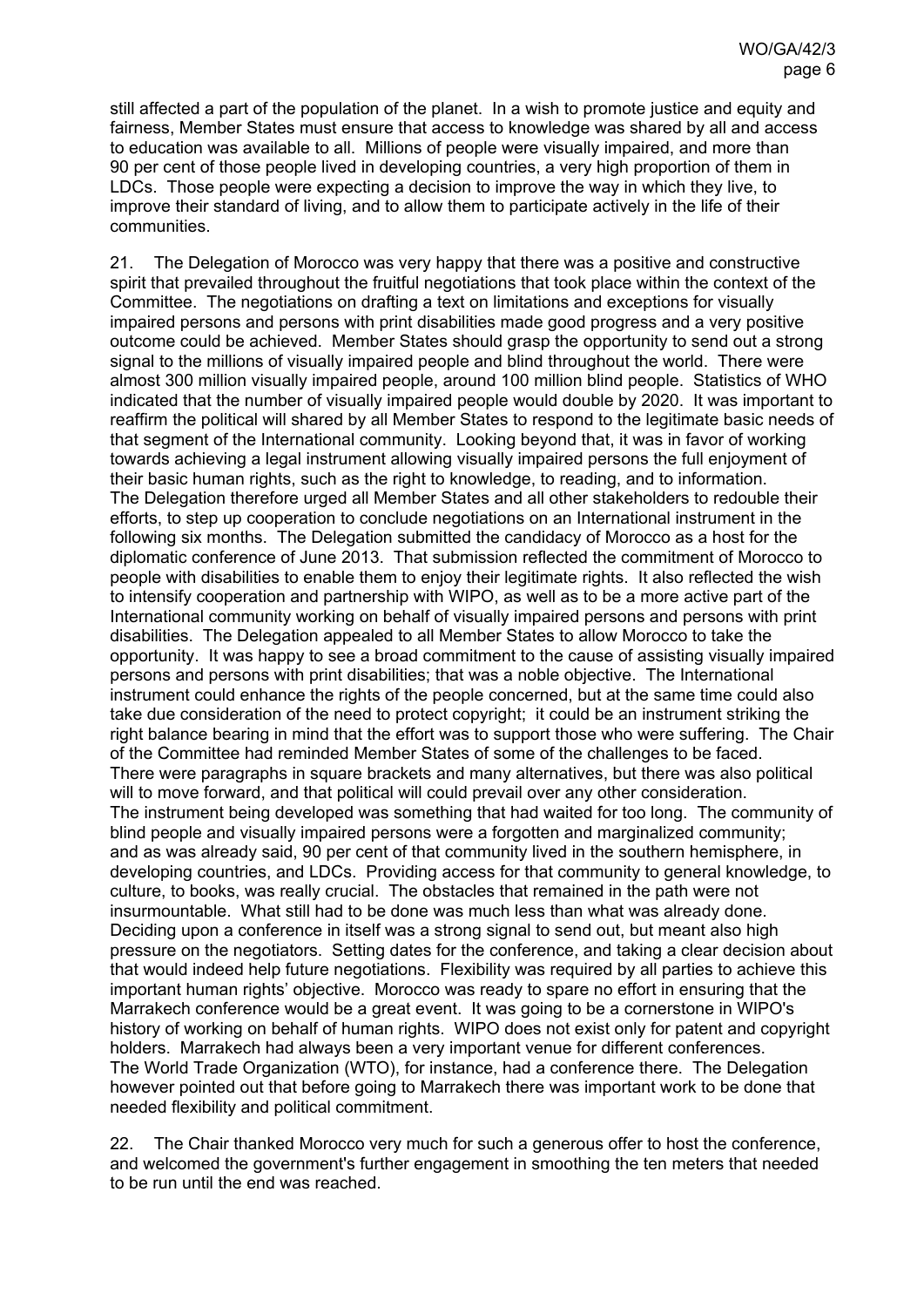still affected a part of the population of the planet. In a wish to promote justice and equity and fairness, Member States must ensure that access to knowledge was shared by all and access to education was available to all. Millions of people were visually impaired, and more than 90 per cent of those people lived in developing countries, a very high proportion of them in LDCs. Those people were expecting a decision to improve the way in which they live, to improve their standard of living, and to allow them to participate actively in the life of their communities.

21. The Delegation of Morocco was very happy that there was a positive and constructive spirit that prevailed throughout the fruitful negotiations that took place within the context of the Committee. The negotiations on drafting a text on limitations and exceptions for visually impaired persons and persons with print disabilities made good progress and a very positive outcome could be achieved. Member States should grasp the opportunity to send out a strong signal to the millions of visually impaired people and blind throughout the world. There were almost 300 million visually impaired people, around 100 million blind people. Statistics of WHO indicated that the number of visually impaired people would double by 2020. It was important to reaffirm the political will shared by all Member States to respond to the legitimate basic needs of that segment of the International community. Looking beyond that, it was in favor of working towards achieving a legal instrument allowing visually impaired persons the full enjoyment of their basic human rights, such as the right to knowledge, to reading, and to information. The Delegation therefore urged all Member States and all other stakeholders to redouble their efforts, to step up cooperation to conclude negotiations on an International instrument in the following six months. The Delegation submitted the candidacy of Morocco as a host for the diplomatic conference of June 2013. That submission reflected the commitment of Morocco to people with disabilities to enable them to enjoy their legitimate rights. It also reflected the wish to intensify cooperation and partnership with WIPO, as well as to be a more active part of the International community working on behalf of visually impaired persons and persons with print disabilities. The Delegation appealed to all Member States to allow Morocco to take the opportunity. It was happy to see a broad commitment to the cause of assisting visually impaired persons and persons with print disabilities; that was a noble objective. The International instrument could enhance the rights of the people concerned, but at the same time could also take due consideration of the need to protect copyright; it could be an instrument striking the right balance bearing in mind that the effort was to support those who were suffering. The Chair of the Committee had reminded Member States of some of the challenges to be faced. There were paragraphs in square brackets and many alternatives, but there was also political will to move forward, and that political will could prevail over any other consideration. The instrument being developed was something that had waited for too long. The community of blind people and visually impaired persons were a forgotten and marginalized community; and as was already said, 90 per cent of that community lived in the southern hemisphere, in developing countries, and LDCs. Providing access for that community to general knowledge, to culture, to books, was really crucial. The obstacles that remained in the path were not insurmountable. What still had to be done was much less than what was already done. Deciding upon a conference in itself was a strong signal to send out, but meant also high pressure on the negotiators. Setting dates for the conference, and taking a clear decision about that would indeed help future negotiations. Flexibility was required by all parties to achieve this important human rights' objective. Morocco was ready to spare no effort in ensuring that the Marrakech conference would be a great event. It was going to be a cornerstone in WIPO's history of working on behalf of human rights. WIPO does not exist only for patent and copyright holders. Marrakech had always been a very important venue for different conferences. The World Trade Organization (WTO), for instance, had a conference there. The Delegation however pointed out that before going to Marrakech there was important work to be done that needed flexibility and political commitment.

22. The Chair thanked Morocco very much for such a generous offer to host the conference, and welcomed the government's further engagement in smoothing the ten meters that needed to be run until the end was reached.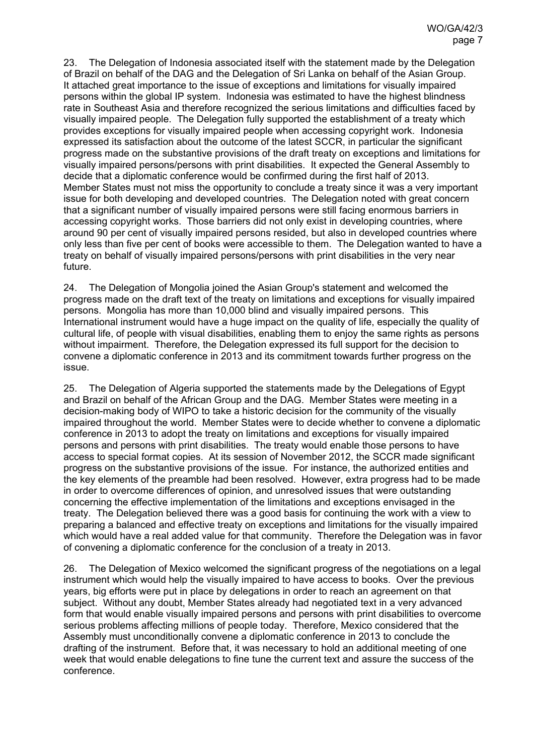23. The Delegation of Indonesia associated itself with the statement made by the Delegation of Brazil on behalf of the DAG and the Delegation of Sri Lanka on behalf of the Asian Group. It attached great importance to the issue of exceptions and limitations for visually impaired persons within the global IP system. Indonesia was estimated to have the highest blindness rate in Southeast Asia and therefore recognized the serious limitations and difficulties faced by visually impaired people. The Delegation fully supported the establishment of a treaty which provides exceptions for visually impaired people when accessing copyright work. Indonesia expressed its satisfaction about the outcome of the latest SCCR, in particular the significant progress made on the substantive provisions of the draft treaty on exceptions and limitations for visually impaired persons/persons with print disabilities. It expected the General Assembly to decide that a diplomatic conference would be confirmed during the first half of 2013. Member States must not miss the opportunity to conclude a treaty since it was a very important issue for both developing and developed countries. The Delegation noted with great concern that a significant number of visually impaired persons were still facing enormous barriers in accessing copyright works. Those barriers did not only exist in developing countries, where around 90 per cent of visually impaired persons resided, but also in developed countries where only less than five per cent of books were accessible to them. The Delegation wanted to have a treaty on behalf of visually impaired persons/persons with print disabilities in the very near future.

24. The Delegation of Mongolia joined the Asian Group's statement and welcomed the progress made on the draft text of the treaty on limitations and exceptions for visually impaired persons. Mongolia has more than 10,000 blind and visually impaired persons. This International instrument would have a huge impact on the quality of life, especially the quality of cultural life, of people with visual disabilities, enabling them to enjoy the same rights as persons without impairment. Therefore, the Delegation expressed its full support for the decision to convene a diplomatic conference in 2013 and its commitment towards further progress on the issue.

25. The Delegation of Algeria supported the statements made by the Delegations of Egypt and Brazil on behalf of the African Group and the DAG. Member States were meeting in a decision-making body of WIPO to take a historic decision for the community of the visually impaired throughout the world. Member States were to decide whether to convene a diplomatic conference in 2013 to adopt the treaty on limitations and exceptions for visually impaired persons and persons with print disabilities. The treaty would enable those persons to have access to special format copies. At its session of November 2012, the SCCR made significant progress on the substantive provisions of the issue. For instance, the authorized entities and the key elements of the preamble had been resolved. However, extra progress had to be made in order to overcome differences of opinion, and unresolved issues that were outstanding concerning the effective implementation of the limitations and exceptions envisaged in the treaty. The Delegation believed there was a good basis for continuing the work with a view to preparing a balanced and effective treaty on exceptions and limitations for the visually impaired which would have a real added value for that community. Therefore the Delegation was in favor of convening a diplomatic conference for the conclusion of a treaty in 2013.

26. The Delegation of Mexico welcomed the significant progress of the negotiations on a legal instrument which would help the visually impaired to have access to books. Over the previous years, big efforts were put in place by delegations in order to reach an agreement on that subject. Without any doubt, Member States already had negotiated text in a very advanced form that would enable visually impaired persons and persons with print disabilities to overcome serious problems affecting millions of people today. Therefore, Mexico considered that the Assembly must unconditionally convene a diplomatic conference in 2013 to conclude the drafting of the instrument. Before that, it was necessary to hold an additional meeting of one week that would enable delegations to fine tune the current text and assure the success of the conference.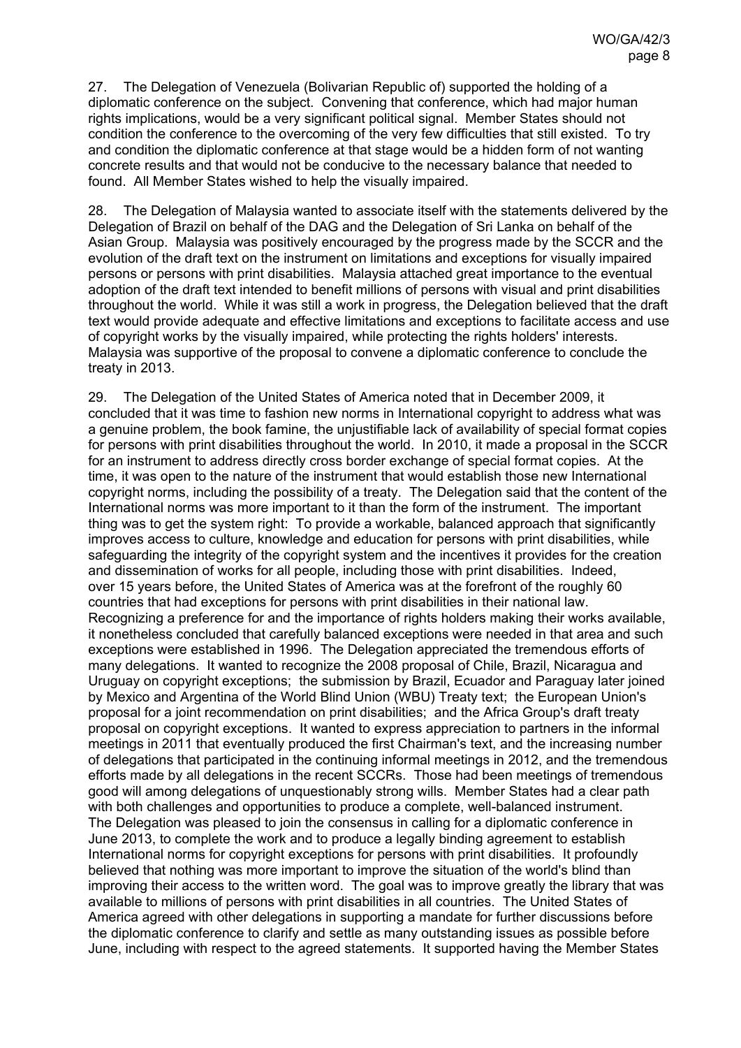27. The Delegation of Venezuela (Bolivarian Republic of) supported the holding of a diplomatic conference on the subject. Convening that conference, which had major human rights implications, would be a very significant political signal. Member States should not condition the conference to the overcoming of the very few difficulties that still existed. To try and condition the diplomatic conference at that stage would be a hidden form of not wanting concrete results and that would not be conducive to the necessary balance that needed to found. All Member States wished to help the visually impaired.

28. The Delegation of Malaysia wanted to associate itself with the statements delivered by the Delegation of Brazil on behalf of the DAG and the Delegation of Sri Lanka on behalf of the Asian Group. Malaysia was positively encouraged by the progress made by the SCCR and the evolution of the draft text on the instrument on limitations and exceptions for visually impaired persons or persons with print disabilities. Malaysia attached great importance to the eventual adoption of the draft text intended to benefit millions of persons with visual and print disabilities throughout the world. While it was still a work in progress, the Delegation believed that the draft text would provide adequate and effective limitations and exceptions to facilitate access and use of copyright works by the visually impaired, while protecting the rights holders' interests. Malaysia was supportive of the proposal to convene a diplomatic conference to conclude the treaty in 2013.

29. The Delegation of the United States of America noted that in December 2009, it concluded that it was time to fashion new norms in International copyright to address what was a genuine problem, the book famine, the unjustifiable lack of availability of special format copies for persons with print disabilities throughout the world. In 2010, it made a proposal in the SCCR for an instrument to address directly cross border exchange of special format copies. At the time, it was open to the nature of the instrument that would establish those new International copyright norms, including the possibility of a treaty. The Delegation said that the content of the International norms was more important to it than the form of the instrument. The important thing was to get the system right: To provide a workable, balanced approach that significantly improves access to culture, knowledge and education for persons with print disabilities, while safeguarding the integrity of the copyright system and the incentives it provides for the creation and dissemination of works for all people, including those with print disabilities. Indeed, over 15 years before, the United States of America was at the forefront of the roughly 60 countries that had exceptions for persons with print disabilities in their national law. Recognizing a preference for and the importance of rights holders making their works available, it nonetheless concluded that carefully balanced exceptions were needed in that area and such exceptions were established in 1996. The Delegation appreciated the tremendous efforts of many delegations. It wanted to recognize the 2008 proposal of Chile, Brazil, Nicaragua and Uruguay on copyright exceptions; the submission by Brazil, Ecuador and Paraguay later joined by Mexico and Argentina of the World Blind Union (WBU) Treaty text; the European Union's proposal for a joint recommendation on print disabilities; and the Africa Group's draft treaty proposal on copyright exceptions. It wanted to express appreciation to partners in the informal meetings in 2011 that eventually produced the first Chairman's text, and the increasing number of delegations that participated in the continuing informal meetings in 2012, and the tremendous efforts made by all delegations in the recent SCCRs. Those had been meetings of tremendous good will among delegations of unquestionably strong wills. Member States had a clear path with both challenges and opportunities to produce a complete, well-balanced instrument. The Delegation was pleased to join the consensus in calling for a diplomatic conference in June 2013, to complete the work and to produce a legally binding agreement to establish International norms for copyright exceptions for persons with print disabilities. It profoundly believed that nothing was more important to improve the situation of the world's blind than improving their access to the written word. The goal was to improve greatly the library that was available to millions of persons with print disabilities in all countries. The United States of America agreed with other delegations in supporting a mandate for further discussions before the diplomatic conference to clarify and settle as many outstanding issues as possible before June, including with respect to the agreed statements. It supported having the Member States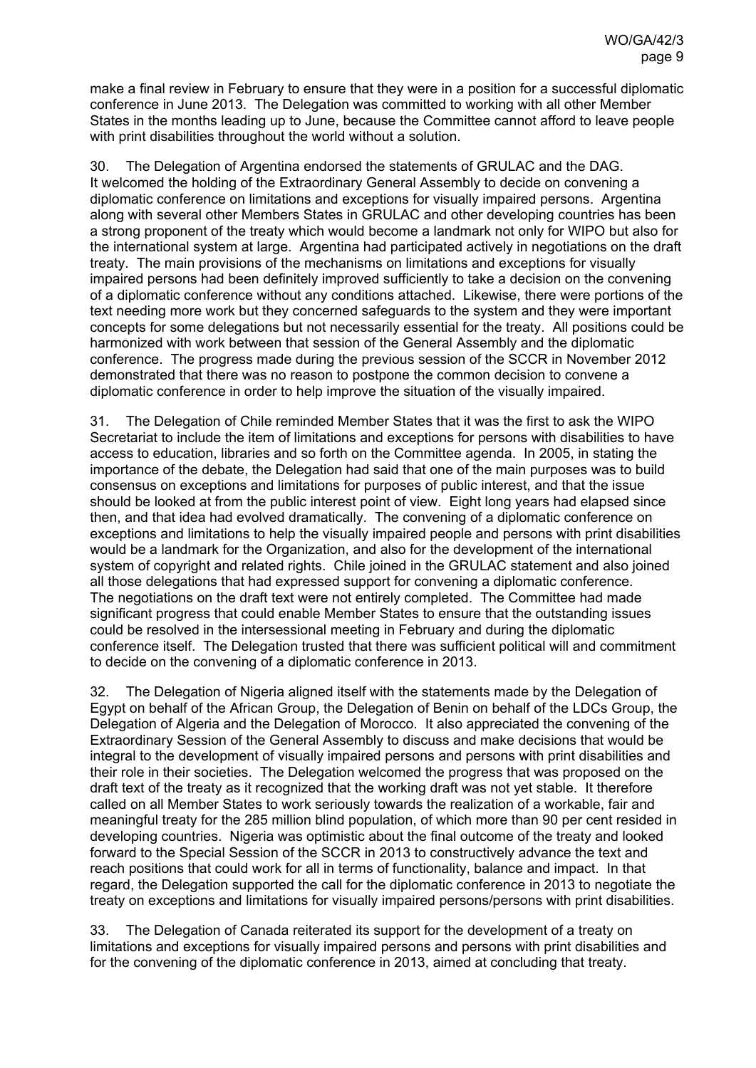make a final review in February to ensure that they were in a position for a successful diplomatic conference in June 2013. The Delegation was committed to working with all other Member States in the months leading up to June, because the Committee cannot afford to leave people with print disabilities throughout the world without a solution.

30. The Delegation of Argentina endorsed the statements of GRULAC and the DAG. It welcomed the holding of the Extraordinary General Assembly to decide on convening a diplomatic conference on limitations and exceptions for visually impaired persons. Argentina along with several other Members States in GRULAC and other developing countries has been a strong proponent of the treaty which would become a landmark not only for WIPO but also for the international system at large. Argentina had participated actively in negotiations on the draft treaty. The main provisions of the mechanisms on limitations and exceptions for visually impaired persons had been definitely improved sufficiently to take a decision on the convening of a diplomatic conference without any conditions attached. Likewise, there were portions of the text needing more work but they concerned safeguards to the system and they were important concepts for some delegations but not necessarily essential for the treaty. All positions could be harmonized with work between that session of the General Assembly and the diplomatic conference. The progress made during the previous session of the SCCR in November 2012 demonstrated that there was no reason to postpone the common decision to convene a diplomatic conference in order to help improve the situation of the visually impaired.

31. The Delegation of Chile reminded Member States that it was the first to ask the WIPO Secretariat to include the item of limitations and exceptions for persons with disabilities to have access to education, libraries and so forth on the Committee agenda. In 2005, in stating the importance of the debate, the Delegation had said that one of the main purposes was to build consensus on exceptions and limitations for purposes of public interest, and that the issue should be looked at from the public interest point of view. Eight long years had elapsed since then, and that idea had evolved dramatically. The convening of a diplomatic conference on exceptions and limitations to help the visually impaired people and persons with print disabilities would be a landmark for the Organization, and also for the development of the international system of copyright and related rights. Chile joined in the GRULAC statement and also joined all those delegations that had expressed support for convening a diplomatic conference. The negotiations on the draft text were not entirely completed. The Committee had made significant progress that could enable Member States to ensure that the outstanding issues could be resolved in the intersessional meeting in February and during the diplomatic conference itself. The Delegation trusted that there was sufficient political will and commitment to decide on the convening of a diplomatic conference in 2013.

32. The Delegation of Nigeria aligned itself with the statements made by the Delegation of Egypt on behalf of the African Group, the Delegation of Benin on behalf of the LDCs Group, the Delegation of Algeria and the Delegation of Morocco. It also appreciated the convening of the Extraordinary Session of the General Assembly to discuss and make decisions that would be integral to the development of visually impaired persons and persons with print disabilities and their role in their societies. The Delegation welcomed the progress that was proposed on the draft text of the treaty as it recognized that the working draft was not yet stable. It therefore called on all Member States to work seriously towards the realization of a workable, fair and meaningful treaty for the 285 million blind population, of which more than 90 per cent resided in developing countries. Nigeria was optimistic about the final outcome of the treaty and looked forward to the Special Session of the SCCR in 2013 to constructively advance the text and reach positions that could work for all in terms of functionality, balance and impact. In that regard, the Delegation supported the call for the diplomatic conference in 2013 to negotiate the treaty on exceptions and limitations for visually impaired persons/persons with print disabilities.

33. The Delegation of Canada reiterated its support for the development of a treaty on limitations and exceptions for visually impaired persons and persons with print disabilities and for the convening of the diplomatic conference in 2013, aimed at concluding that treaty.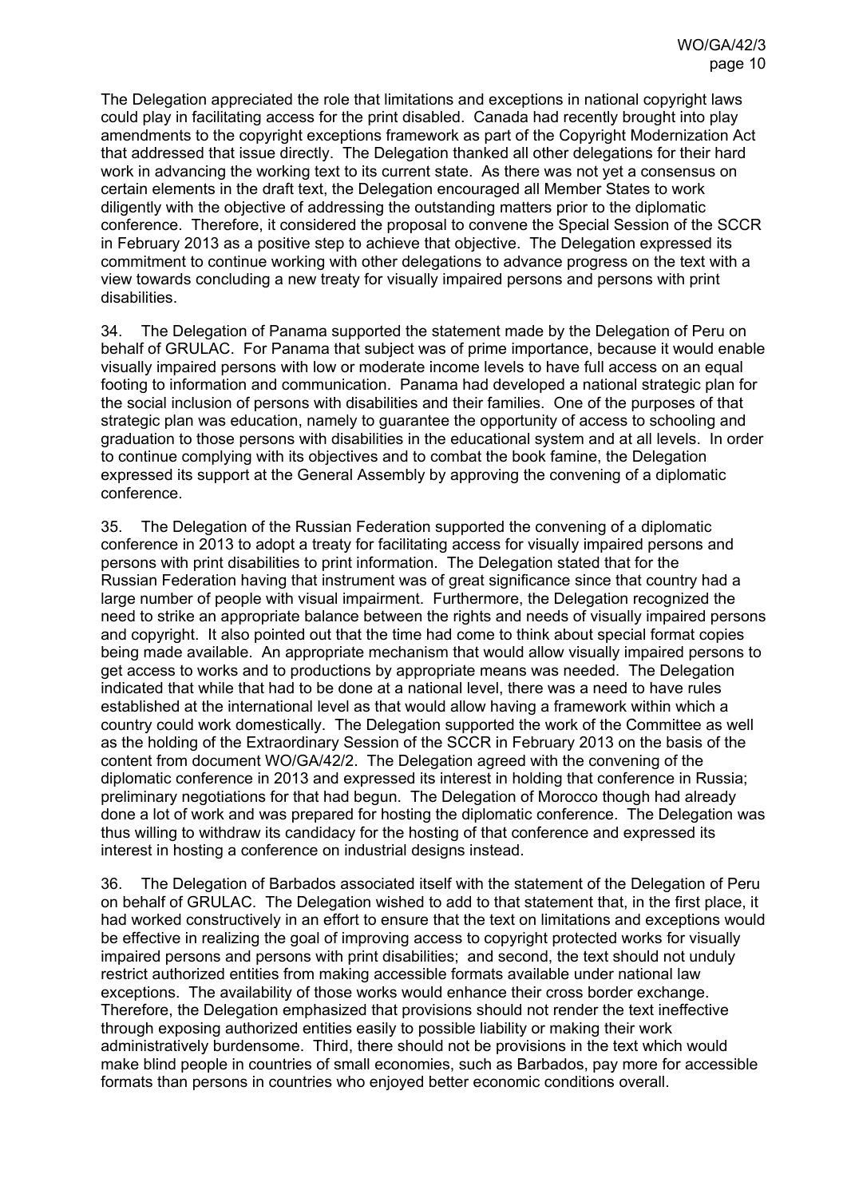The Delegation appreciated the role that limitations and exceptions in national copyright laws could play in facilitating access for the print disabled. Canada had recently brought into play amendments to the copyright exceptions framework as part of the Copyright Modernization Act that addressed that issue directly. The Delegation thanked all other delegations for their hard work in advancing the working text to its current state. As there was not yet a consensus on certain elements in the draft text, the Delegation encouraged all Member States to work diligently with the objective of addressing the outstanding matters prior to the diplomatic conference. Therefore, it considered the proposal to convene the Special Session of the SCCR in February 2013 as a positive step to achieve that objective. The Delegation expressed its commitment to continue working with other delegations to advance progress on the text with a view towards concluding a new treaty for visually impaired persons and persons with print disabilities.

34. The Delegation of Panama supported the statement made by the Delegation of Peru on behalf of GRULAC. For Panama that subject was of prime importance, because it would enable visually impaired persons with low or moderate income levels to have full access on an equal footing to information and communication. Panama had developed a national strategic plan for the social inclusion of persons with disabilities and their families. One of the purposes of that strategic plan was education, namely to guarantee the opportunity of access to schooling and graduation to those persons with disabilities in the educational system and at all levels. In order to continue complying with its objectives and to combat the book famine, the Delegation expressed its support at the General Assembly by approving the convening of a diplomatic conference.

35. The Delegation of the Russian Federation supported the convening of a diplomatic conference in 2013 to adopt a treaty for facilitating access for visually impaired persons and persons with print disabilities to print information. The Delegation stated that for the Russian Federation having that instrument was of great significance since that country had a large number of people with visual impairment. Furthermore, the Delegation recognized the need to strike an appropriate balance between the rights and needs of visually impaired persons and copyright. It also pointed out that the time had come to think about special format copies being made available. An appropriate mechanism that would allow visually impaired persons to get access to works and to productions by appropriate means was needed. The Delegation indicated that while that had to be done at a national level, there was a need to have rules established at the international level as that would allow having a framework within which a country could work domestically. The Delegation supported the work of the Committee as well as the holding of the Extraordinary Session of the SCCR in February 2013 on the basis of the content from document WO/GA/42/2. The Delegation agreed with the convening of the diplomatic conference in 2013 and expressed its interest in holding that conference in Russia; preliminary negotiations for that had begun. The Delegation of Morocco though had already done a lot of work and was prepared for hosting the diplomatic conference. The Delegation was thus willing to withdraw its candidacy for the hosting of that conference and expressed its interest in hosting a conference on industrial designs instead.

36. The Delegation of Barbados associated itself with the statement of the Delegation of Peru on behalf of GRULAC. The Delegation wished to add to that statement that, in the first place, it had worked constructively in an effort to ensure that the text on limitations and exceptions would be effective in realizing the goal of improving access to copyright protected works for visually impaired persons and persons with print disabilities; and second, the text should not unduly restrict authorized entities from making accessible formats available under national law exceptions. The availability of those works would enhance their cross border exchange. Therefore, the Delegation emphasized that provisions should not render the text ineffective through exposing authorized entities easily to possible liability or making their work administratively burdensome. Third, there should not be provisions in the text which would make blind people in countries of small economies, such as Barbados, pay more for accessible formats than persons in countries who enjoyed better economic conditions overall.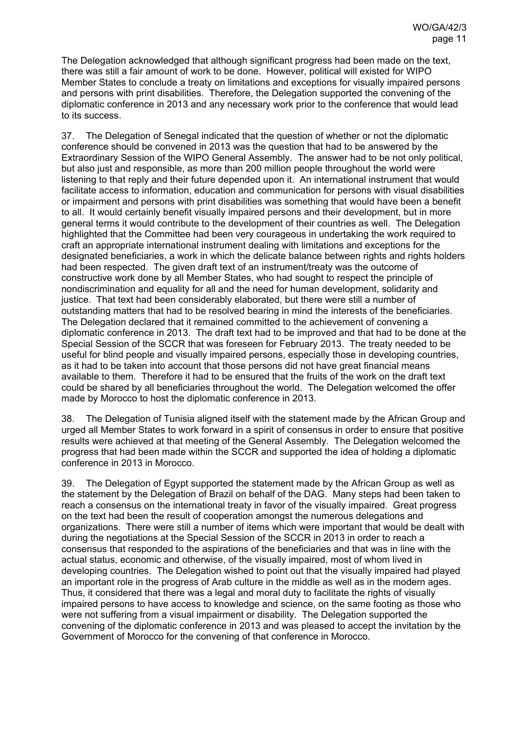The Delegation acknowledged that although significant progress had been made on the text, there was still a fair amount of work to be done. However, political will existed for WIPO Member States to conclude a treaty on limitations and exceptions for visually impaired persons and persons with print disabilities. Therefore, the Delegation supported the convening of the diplomatic conference in 2013 and any necessary work prior to the conference that would lead to its success.

37. The Delegation of Senegal indicated that the question of whether or not the diplomatic conference should be convened in 2013 was the question that had to be answered by the Extraordinary Session of the WIPO General Assembly. The answer had to be not only political, but also just and responsible, as more than 200 million people throughout the world were listening to that reply and their future depended upon it. An international instrument that would facilitate access to information, education and communication for persons with visual disabilities or impairment and persons with print disabilities was something that would have been a benefit to all. It would certainly benefit visually impaired persons and their development, but in more general terms it would contribute to the development of their countries as well. The Delegation highlighted that the Committee had been very courageous in undertaking the work required to craft an appropriate international instrument dealing with limitations and exceptions for the designated beneficiaries, a work in which the delicate balance between rights and rights holders had been respected. The given draft text of an instrument/treaty was the outcome of constructive work done by all Member States, who had sought to respect the principle of nondiscrimination and equality for all and the need for human development, solidarity and justice. That text had been considerably elaborated, but there were still a number of outstanding matters that had to be resolved bearing in mind the interests of the beneficiaries. The Delegation declared that it remained committed to the achievement of convening a diplomatic conference in 2013. The draft text had to be improved and that had to be done at the Special Session of the SCCR that was foreseen for February 2013. The treaty needed to be useful for blind people and visually impaired persons, especially those in developing countries, as it had to be taken into account that those persons did not have great financial means available to them. Therefore it had to be ensured that the fruits of the work on the draft text could be shared by all beneficiaries throughout the world. The Delegation welcomed the offer made by Morocco to host the diplomatic conference in 2013.

38. The Delegation of Tunisia aligned itself with the statement made by the African Group and urged all Member States to work forward in a spirit of consensus in order to ensure that positive results were achieved at that meeting of the General Assembly. The Delegation welcomed the progress that had been made within the SCCR and supported the idea of holding a diplomatic conference in 2013 in Morocco.

39. The Delegation of Egypt supported the statement made by the African Group as well as the statement by the Delegation of Brazil on behalf of the DAG. Many steps had been taken to reach a consensus on the international treaty in favor of the visually impaired. Great progress on the text had been the result of cooperation amongst the numerous delegations and organizations. There were still a number of items which were important that would be dealt with during the negotiations at the Special Session of the SCCR in 2013 in order to reach a consensus that responded to the aspirations of the beneficiaries and that was in line with the actual status, economic and otherwise, of the visually impaired, most of whom lived in developing countries. The Delegation wished to point out that the visually impaired had played an important role in the progress of Arab culture in the middle as well as in the modern ages. Thus, it considered that there was a legal and moral duty to facilitate the rights of visually impaired persons to have access to knowledge and science, on the same footing as those who were not suffering from a visual impairment or disability. The Delegation supported the convening of the diplomatic conference in 2013 and was pleased to accept the invitation by the Government of Morocco for the convening of that conference in Morocco.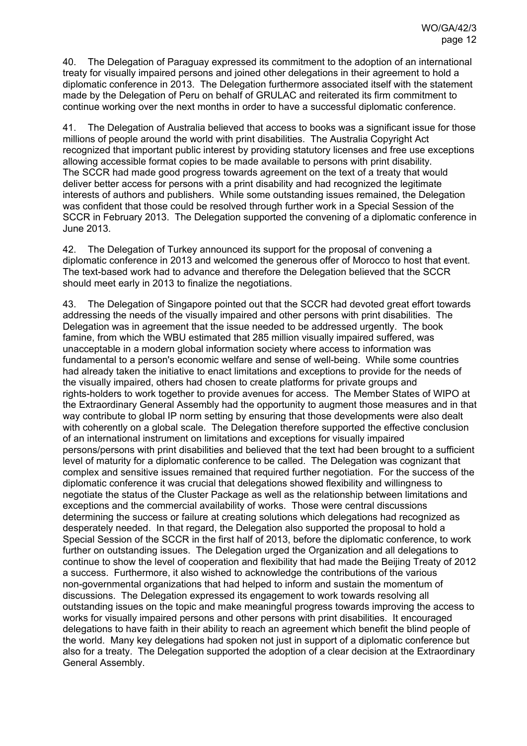40. The Delegation of Paraguay expressed its commitment to the adoption of an international treaty for visually impaired persons and joined other delegations in their agreement to hold a diplomatic conference in 2013. The Delegation furthermore associated itself with the statement made by the Delegation of Peru on behalf of GRULAC and reiterated its firm commitment to continue working over the next months in order to have a successful diplomatic conference.

41. The Delegation of Australia believed that access to books was a significant issue for those millions of people around the world with print disabilities. The Australia Copyright Act recognized that important public interest by providing statutory licenses and free use exceptions allowing accessible format copies to be made available to persons with print disability. The SCCR had made good progress towards agreement on the text of a treaty that would deliver better access for persons with a print disability and had recognized the legitimate interests of authors and publishers. While some outstanding issues remained, the Delegation was confident that those could be resolved through further work in a Special Session of the SCCR in February 2013. The Delegation supported the convening of a diplomatic conference in June 2013.

42. The Delegation of Turkey announced its support for the proposal of convening a diplomatic conference in 2013 and welcomed the generous offer of Morocco to host that event. The text-based work had to advance and therefore the Delegation believed that the SCCR should meet early in 2013 to finalize the negotiations.

43. The Delegation of Singapore pointed out that the SCCR had devoted great effort towards addressing the needs of the visually impaired and other persons with print disabilities. The Delegation was in agreement that the issue needed to be addressed urgently. The book famine, from which the WBU estimated that 285 million visually impaired suffered, was unacceptable in a modern global information society where access to information was fundamental to a person's economic welfare and sense of well-being. While some countries had already taken the initiative to enact limitations and exceptions to provide for the needs of the visually impaired, others had chosen to create platforms for private groups and rights-holders to work together to provide avenues for access. The Member States of WIPO at the Extraordinary General Assembly had the opportunity to augment those measures and in that way contribute to global IP norm setting by ensuring that those developments were also dealt with coherently on a global scale. The Delegation therefore supported the effective conclusion of an international instrument on limitations and exceptions for visually impaired persons/persons with print disabilities and believed that the text had been brought to a sufficient level of maturity for a diplomatic conference to be called. The Delegation was cognizant that complex and sensitive issues remained that required further negotiation. For the success of the diplomatic conference it was crucial that delegations showed flexibility and willingness to negotiate the status of the Cluster Package as well as the relationship between limitations and exceptions and the commercial availability of works. Those were central discussions determining the success or failure at creating solutions which delegations had recognized as desperately needed. In that regard, the Delegation also supported the proposal to hold a Special Session of the SCCR in the first half of 2013, before the diplomatic conference, to work further on outstanding issues. The Delegation urged the Organization and all delegations to continue to show the level of cooperation and flexibility that had made the Beijing Treaty of 2012 a success. Furthermore, it also wished to acknowledge the contributions of the various non-governmental organizations that had helped to inform and sustain the momentum of discussions. The Delegation expressed its engagement to work towards resolving all outstanding issues on the topic and make meaningful progress towards improving the access to works for visually impaired persons and other persons with print disabilities. It encouraged delegations to have faith in their ability to reach an agreement which benefit the blind people of the world. Many key delegations had spoken not just in support of a diplomatic conference but also for a treaty. The Delegation supported the adoption of a clear decision at the Extraordinary General Assembly.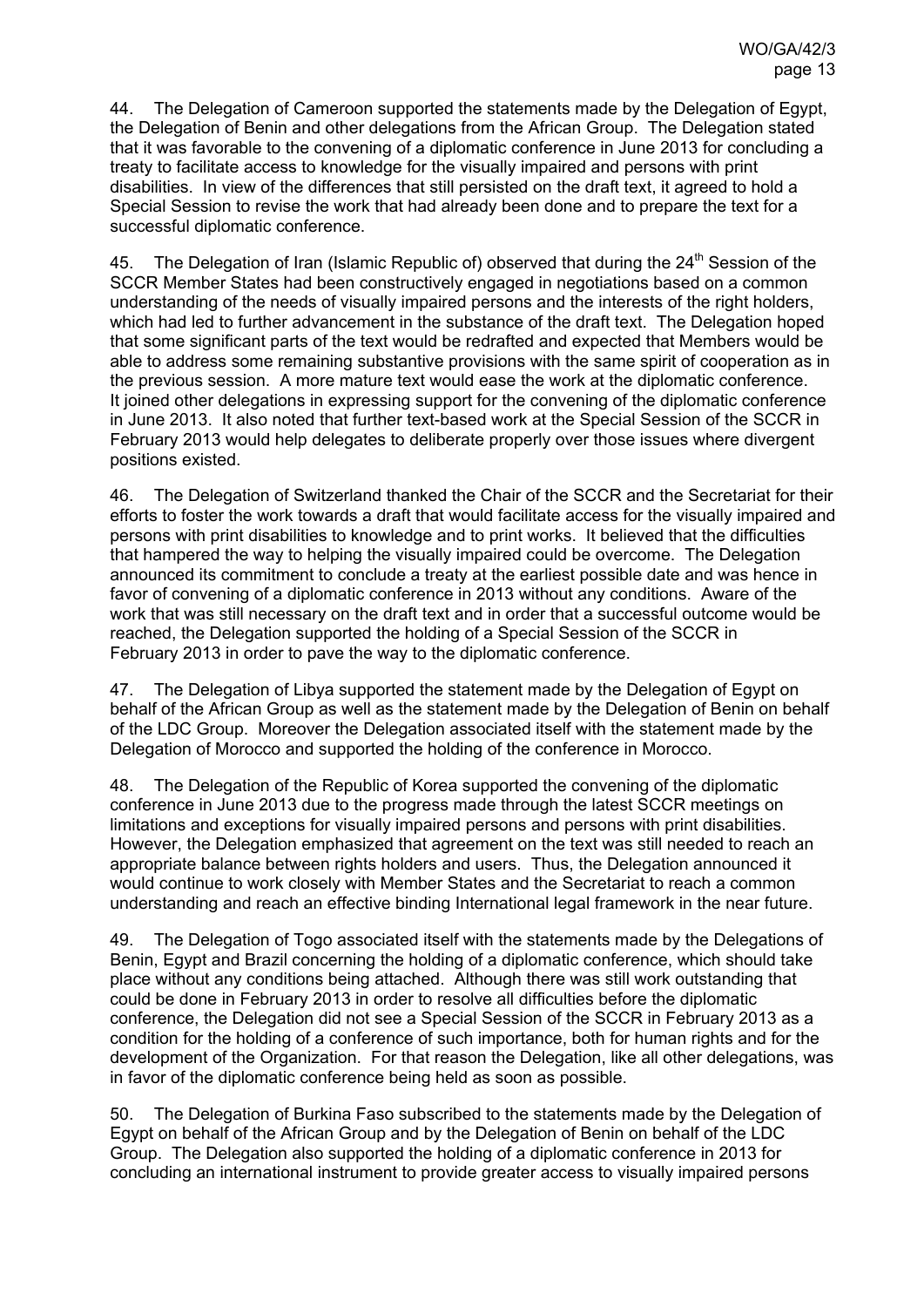44. The Delegation of Cameroon supported the statements made by the Delegation of Egypt, the Delegation of Benin and other delegations from the African Group. The Delegation stated that it was favorable to the convening of a diplomatic conference in June 2013 for concluding a treaty to facilitate access to knowledge for the visually impaired and persons with print disabilities. In view of the differences that still persisted on the draft text, it agreed to hold a Special Session to revise the work that had already been done and to prepare the text for a successful diplomatic conference.

45. The Delegation of Iran (Islamic Republic of) observed that during the 24th Session of the SCCR Member States had been constructively engaged in negotiations based on a common understanding of the needs of visually impaired persons and the interests of the right holders, which had led to further advancement in the substance of the draft text. The Delegation hoped that some significant parts of the text would be redrafted and expected that Members would be able to address some remaining substantive provisions with the same spirit of cooperation as in the previous session. A more mature text would ease the work at the diplomatic conference. It joined other delegations in expressing support for the convening of the diplomatic conference in June 2013. It also noted that further text-based work at the Special Session of the SCCR in February 2013 would help delegates to deliberate properly over those issues where divergent positions existed.

46. The Delegation of Switzerland thanked the Chair of the SCCR and the Secretariat for their efforts to foster the work towards a draft that would facilitate access for the visually impaired and persons with print disabilities to knowledge and to print works. It believed that the difficulties that hampered the way to helping the visually impaired could be overcome. The Delegation announced its commitment to conclude a treaty at the earliest possible date and was hence in favor of convening of a diplomatic conference in 2013 without any conditions. Aware of the work that was still necessary on the draft text and in order that a successful outcome would be reached, the Delegation supported the holding of a Special Session of the SCCR in February 2013 in order to pave the way to the diplomatic conference.

47. The Delegation of Libya supported the statement made by the Delegation of Egypt on behalf of the African Group as well as the statement made by the Delegation of Benin on behalf of the LDC Group. Moreover the Delegation associated itself with the statement made by the Delegation of Morocco and supported the holding of the conference in Morocco.

48. The Delegation of the Republic of Korea supported the convening of the diplomatic conference in June 2013 due to the progress made through the latest SCCR meetings on limitations and exceptions for visually impaired persons and persons with print disabilities. However, the Delegation emphasized that agreement on the text was still needed to reach an appropriate balance between rights holders and users. Thus, the Delegation announced it would continue to work closely with Member States and the Secretariat to reach a common understanding and reach an effective binding International legal framework in the near future.

49. The Delegation of Togo associated itself with the statements made by the Delegations of Benin, Egypt and Brazil concerning the holding of a diplomatic conference, which should take place without any conditions being attached. Although there was still work outstanding that could be done in February 2013 in order to resolve all difficulties before the diplomatic conference, the Delegation did not see a Special Session of the SCCR in February 2013 as a condition for the holding of a conference of such importance, both for human rights and for the development of the Organization. For that reason the Delegation, like all other delegations, was in favor of the diplomatic conference being held as soon as possible.

50. The Delegation of Burkina Faso subscribed to the statements made by the Delegation of Egypt on behalf of the African Group and by the Delegation of Benin on behalf of the LDC Group. The Delegation also supported the holding of a diplomatic conference in 2013 for concluding an international instrument to provide greater access to visually impaired persons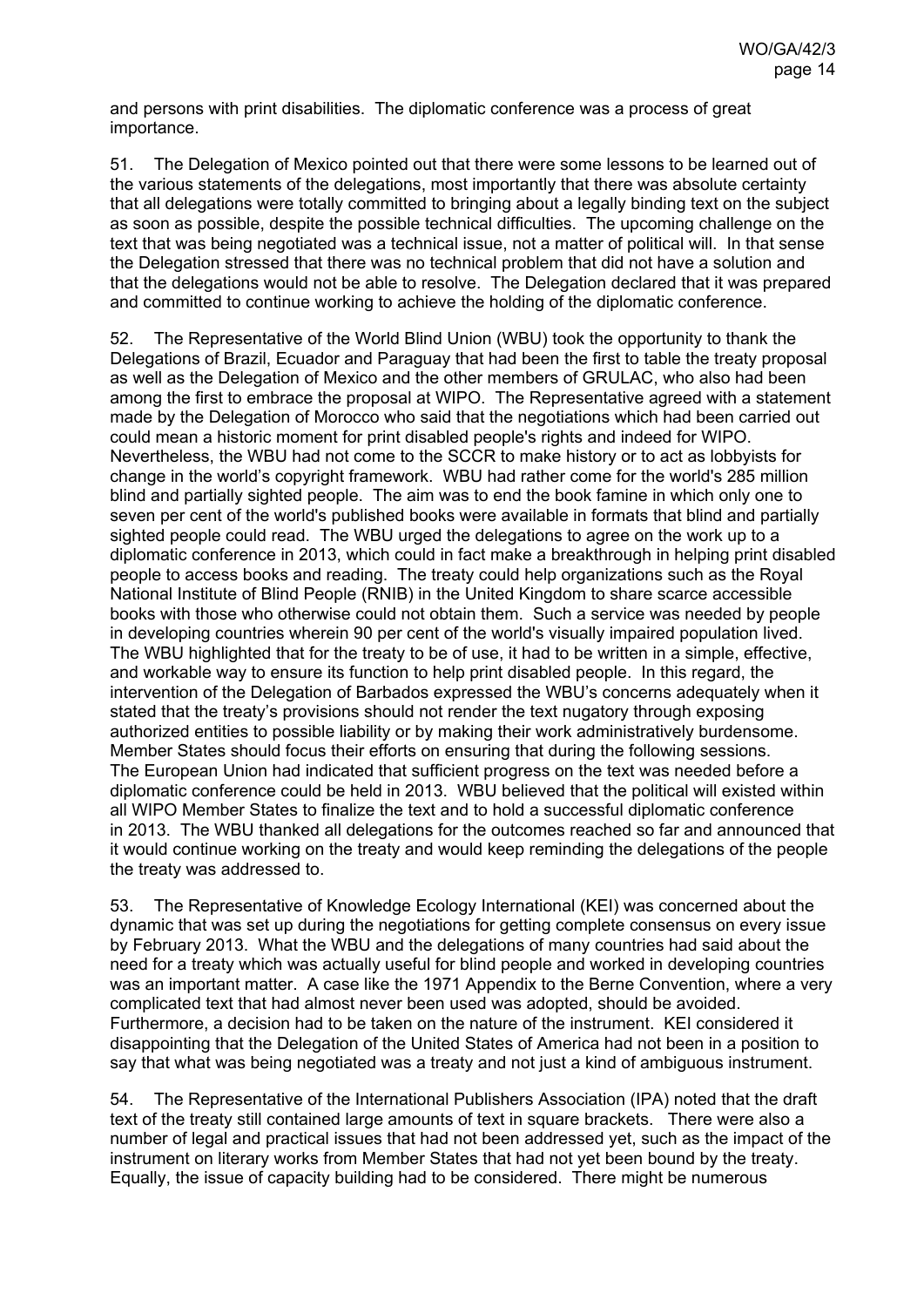and persons with print disabilities. The diplomatic conference was a process of great importance.

51. The Delegation of Mexico pointed out that there were some lessons to be learned out of the various statements of the delegations, most importantly that there was absolute certainty that all delegations were totally committed to bringing about a legally binding text on the subject as soon as possible, despite the possible technical difficulties. The upcoming challenge on the text that was being negotiated was a technical issue, not a matter of political will. In that sense the Delegation stressed that there was no technical problem that did not have a solution and that the delegations would not be able to resolve. The Delegation declared that it was prepared and committed to continue working to achieve the holding of the diplomatic conference.

52. The Representative of the World Blind Union (WBU) took the opportunity to thank the Delegations of Brazil, Ecuador and Paraguay that had been the first to table the treaty proposal as well as the Delegation of Mexico and the other members of GRULAC, who also had been among the first to embrace the proposal at WIPO. The Representative agreed with a statement made by the Delegation of Morocco who said that the negotiations which had been carried out could mean a historic moment for print disabled people's rights and indeed for WIPO. Nevertheless, the WBU had not come to the SCCR to make history or to act as lobbyists for change in the world's copyright framework. WBU had rather come for the world's 285 million blind and partially sighted people. The aim was to end the book famine in which only one to seven per cent of the world's published books were available in formats that blind and partially sighted people could read. The WBU urged the delegations to agree on the work up to a diplomatic conference in 2013, which could in fact make a breakthrough in helping print disabled people to access books and reading. The treaty could help organizations such as the Royal National Institute of Blind People (RNIB) in the United Kingdom to share scarce accessible books with those who otherwise could not obtain them. Such a service was needed by people in developing countries wherein 90 per cent of the world's visually impaired population lived. The WBU highlighted that for the treaty to be of use, it had to be written in a simple, effective, and workable way to ensure its function to help print disabled people. In this regard, the intervention of the Delegation of Barbados expressed the WBU's concerns adequately when it stated that the treaty's provisions should not render the text nugatory through exposing authorized entities to possible liability or by making their work administratively burdensome. Member States should focus their efforts on ensuring that during the following sessions. The European Union had indicated that sufficient progress on the text was needed before a diplomatic conference could be held in 2013. WBU believed that the political will existed within all WIPO Member States to finalize the text and to hold a successful diplomatic conference in 2013. The WBU thanked all delegations for the outcomes reached so far and announced that it would continue working on the treaty and would keep reminding the delegations of the people the treaty was addressed to.

53. The Representative of Knowledge Ecology International (KEI) was concerned about the dynamic that was set up during the negotiations for getting complete consensus on every issue by February 2013. What the WBU and the delegations of many countries had said about the need for a treaty which was actually useful for blind people and worked in developing countries was an important matter. A case like the 1971 Appendix to the Berne Convention, where a very complicated text that had almost never been used was adopted, should be avoided. Furthermore, a decision had to be taken on the nature of the instrument. KEI considered it disappointing that the Delegation of the United States of America had not been in a position to say that what was being negotiated was a treaty and not just a kind of ambiguous instrument.

54. The Representative of the International Publishers Association (IPA) noted that the draft text of the treaty still contained large amounts of text in square brackets. There were also a number of legal and practical issues that had not been addressed yet, such as the impact of the instrument on literary works from Member States that had not yet been bound by the treaty. Equally, the issue of capacity building had to be considered. There might be numerous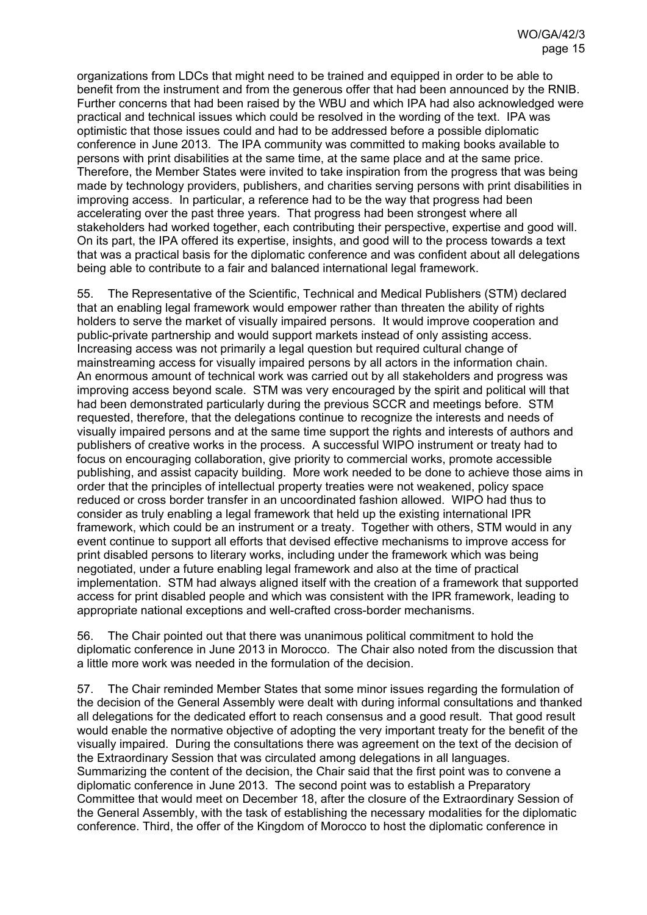organizations from LDCs that might need to be trained and equipped in order to be able to benefit from the instrument and from the generous offer that had been announced by the RNIB. Further concerns that had been raised by the WBU and which IPA had also acknowledged were practical and technical issues which could be resolved in the wording of the text. IPA was optimistic that those issues could and had to be addressed before a possible diplomatic conference in June 2013. The IPA community was committed to making books available to persons with print disabilities at the same time, at the same place and at the same price. Therefore, the Member States were invited to take inspiration from the progress that was being made by technology providers, publishers, and charities serving persons with print disabilities in improving access. In particular, a reference had to be the way that progress had been accelerating over the past three years. That progress had been strongest where all stakeholders had worked together, each contributing their perspective, expertise and good will. On its part, the IPA offered its expertise, insights, and good will to the process towards a text that was a practical basis for the diplomatic conference and was confident about all delegations being able to contribute to a fair and balanced international legal framework.

55. The Representative of the Scientific, Technical and Medical Publishers (STM) declared that an enabling legal framework would empower rather than threaten the ability of rights holders to serve the market of visually impaired persons. It would improve cooperation and public-private partnership and would support markets instead of only assisting access. Increasing access was not primarily a legal question but required cultural change of mainstreaming access for visually impaired persons by all actors in the information chain. An enormous amount of technical work was carried out by all stakeholders and progress was improving access beyond scale. STM was very encouraged by the spirit and political will that had been demonstrated particularly during the previous SCCR and meetings before. STM requested, therefore, that the delegations continue to recognize the interests and needs of visually impaired persons and at the same time support the rights and interests of authors and publishers of creative works in the process. A successful WIPO instrument or treaty had to focus on encouraging collaboration, give priority to commercial works, promote accessible publishing, and assist capacity building. More work needed to be done to achieve those aims in order that the principles of intellectual property treaties were not weakened, policy space reduced or cross border transfer in an uncoordinated fashion allowed. WIPO had thus to consider as truly enabling a legal framework that held up the existing international IPR framework, which could be an instrument or a treaty. Together with others, STM would in any event continue to support all efforts that devised effective mechanisms to improve access for print disabled persons to literary works, including under the framework which was being negotiated, under a future enabling legal framework and also at the time of practical implementation. STM had always aligned itself with the creation of a framework that supported access for print disabled people and which was consistent with the IPR framework, leading to appropriate national exceptions and well-crafted cross-border mechanisms.

56. The Chair pointed out that there was unanimous political commitment to hold the diplomatic conference in June 2013 in Morocco. The Chair also noted from the discussion that a little more work was needed in the formulation of the decision.

57. The Chair reminded Member States that some minor issues regarding the formulation of the decision of the General Assembly were dealt with during informal consultations and thanked all delegations for the dedicated effort to reach consensus and a good result. That good result would enable the normative objective of adopting the very important treaty for the benefit of the visually impaired. During the consultations there was agreement on the text of the decision of the Extraordinary Session that was circulated among delegations in all languages. Summarizing the content of the decision, the Chair said that the first point was to convene a diplomatic conference in June 2013. The second point was to establish a Preparatory Committee that would meet on December 18, after the closure of the Extraordinary Session of the General Assembly, with the task of establishing the necessary modalities for the diplomatic conference. Third, the offer of the Kingdom of Morocco to host the diplomatic conference in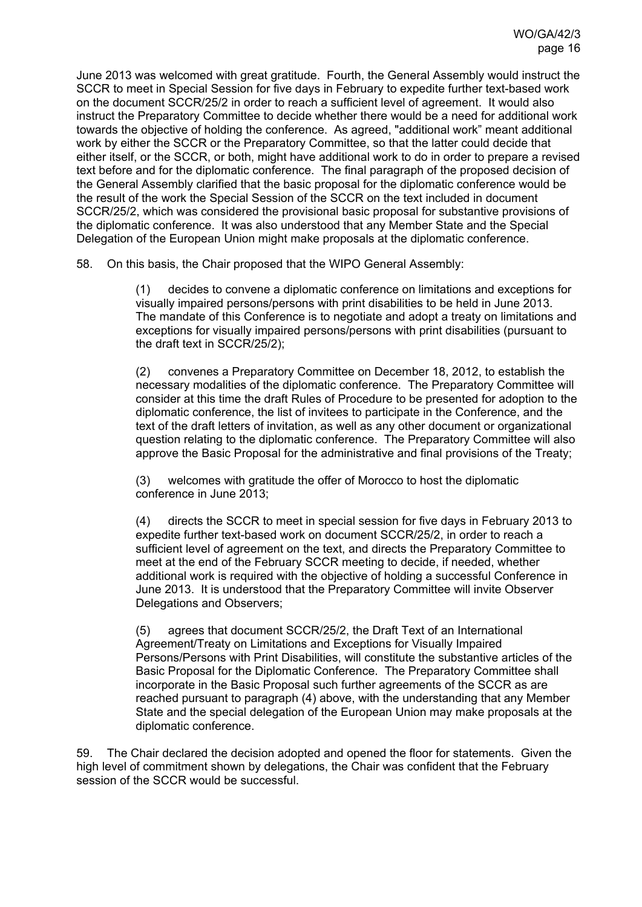June 2013 was welcomed with great gratitude. Fourth, the General Assembly would instruct the SCCR to meet in Special Session for five days in February to expedite further text-based work on the document SCCR/25/2 in order to reach a sufficient level of agreement. It would also instruct the Preparatory Committee to decide whether there would be a need for additional work towards the objective of holding the conference. As agreed, "additional work" meant additional work by either the SCCR or the Preparatory Committee, so that the latter could decide that either itself, or the SCCR, or both, might have additional work to do in order to prepare a revised text before and for the diplomatic conference. The final paragraph of the proposed decision of the General Assembly clarified that the basic proposal for the diplomatic conference would be the result of the work the Special Session of the SCCR on the text included in document SCCR/25/2, which was considered the provisional basic proposal for substantive provisions of the diplomatic conference. It was also understood that any Member State and the Special Delegation of the European Union might make proposals at the diplomatic conference.

58. On this basis, the Chair proposed that the WIPO General Assembly:

> (1) decides to convene a diplomatic conference on limitations and exceptions for visually impaired persons/persons with print disabilities to be held in June 2013. The mandate of this Conference is to negotiate and adopt a treaty on limitations and exceptions for visually impaired persons/persons with print disabilities (pursuant to the draft text in SCCR/25/2);
>
> (2) convenes a Preparatory Committee on December 18, 2012, to establish the necessary modalities of the diplomatic conference. The Preparatory Committee will consider at this time the draft Rules of Procedure to be presented for adoption to the diplomatic conference, the list of invitees to participate in the Conference, and the text of the draft letters of invitation, as well as any other document or organizational question relating to the diplomatic conference. The Preparatory Committee will also approve the Basic Proposal for the administrative and final provisions of the Treaty;
>
> (3) welcomes with gratitude the offer of Morocco to host the diplomatic conference in June 2013;
>
> (4) directs the SCCR to meet in special session for five days in February 2013 to expedite further text-based work on document SCCR/25/2, in order to reach a sufficient level of agreement on the text, and directs the Preparatory Committee to meet at the end of the February SCCR meeting to decide, if needed, whether additional work is required with the objective of holding a successful Conference in June 2013. It is understood that the Preparatory Committee will invite Observer Delegations and Observers;
>
> (5) agrees that document SCCR/25/2, the Draft Text of an International Agreement/Treaty on Limitations and Exceptions for Visually Impaired Persons/Persons with Print Disabilities, will constitute the substantive articles of the Basic Proposal for the Diplomatic Conference. The Preparatory Committee shall incorporate in the Basic Proposal such further agreements of the SCCR as are reached pursuant to paragraph (4) above, with the understanding that any Member State and the special delegation of the European Union may make proposals at the diplomatic conference.

59. The Chair declared the decision adopted and opened the floor for statements. Given the high level of commitment shown by delegations, the Chair was confident that the February session of the SCCR would be successful.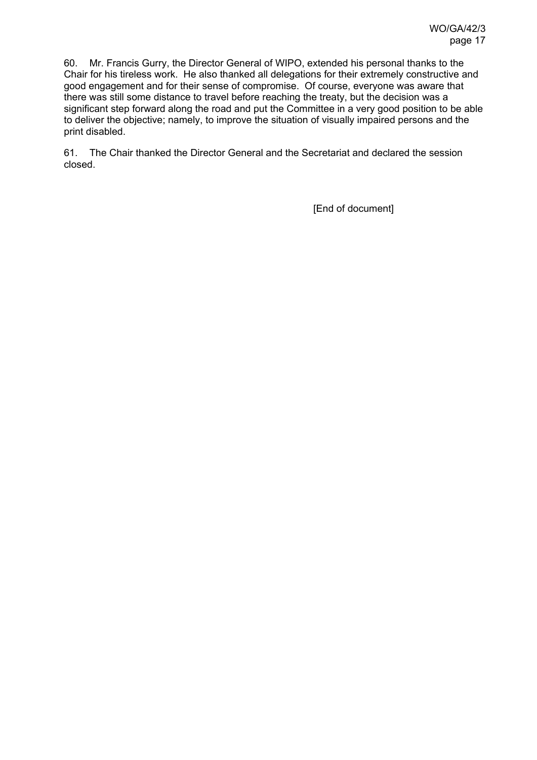60. Mr. Francis Gurry, the Director General of WIPO, extended his personal thanks to the Chair for his tireless work. He also thanked all delegations for their extremely constructive and good engagement and for their sense of compromise. Of course, everyone was aware that there was still some distance to travel before reaching the treaty, but the decision was a significant step forward along the road and put the Committee in a very good position to be able to deliver the objective; namely, to improve the situation of visually impaired persons and the print disabled.

61. The Chair thanked the Director General and the Secretariat and declared the session closed.

[End of document]